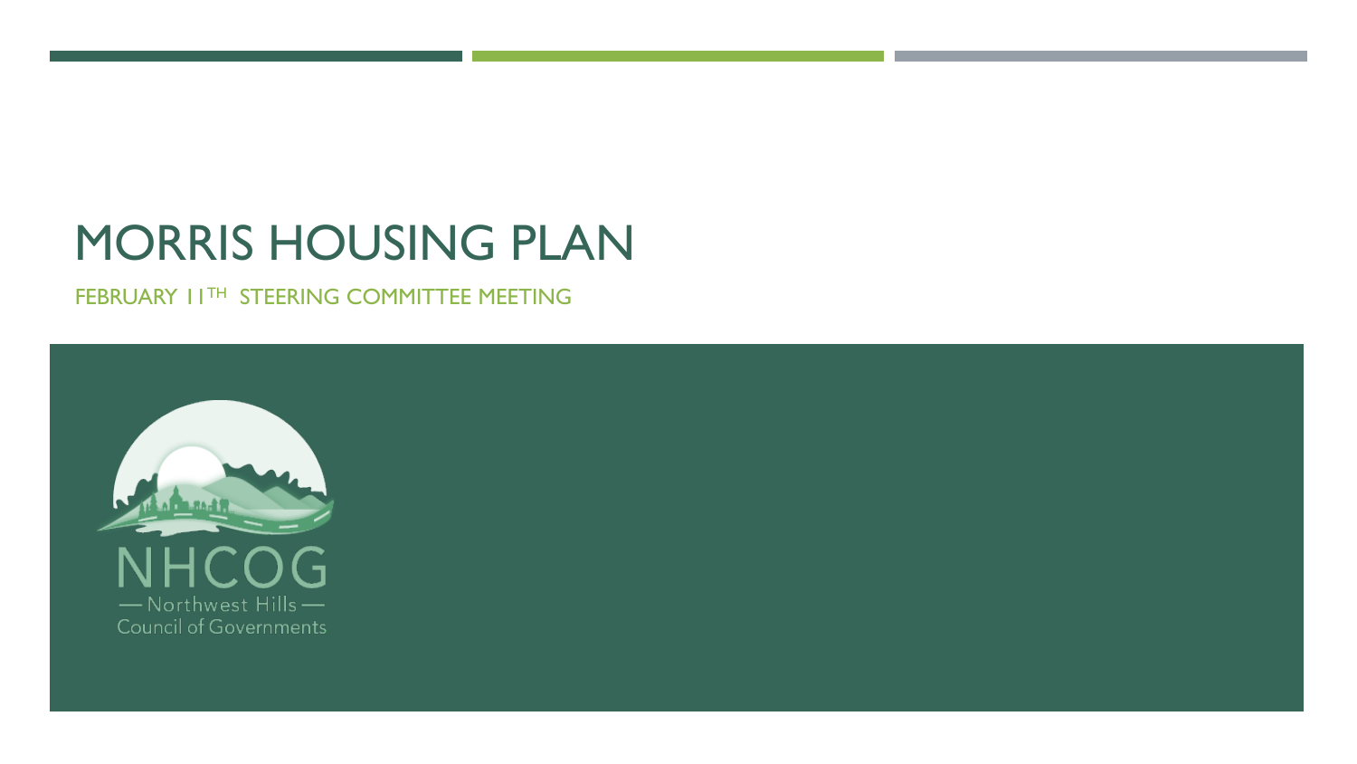# MORRIS HOUSING PLAN

FEBRUARY 11TH STEERING COMMITTEE MEETING

NHCOG

— Northwest Hills —

Council of Governments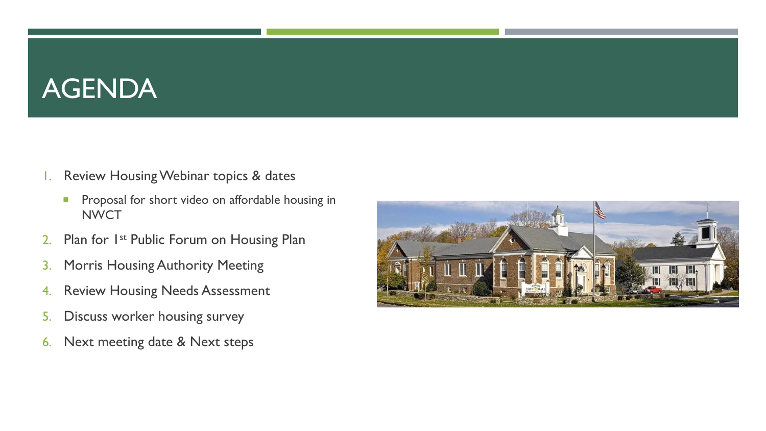# AGENDA

1. Review Housing Webinar topics & dates
   - Proposal for short video on affordable housing in NWCT
2. Plan for 1st Public Forum on Housing Plan
3. Morris Housing Authority Meeting
4. Review Housing Needs Assessment
5. Discuss worker housing survey
6. Next meeting date & Next steps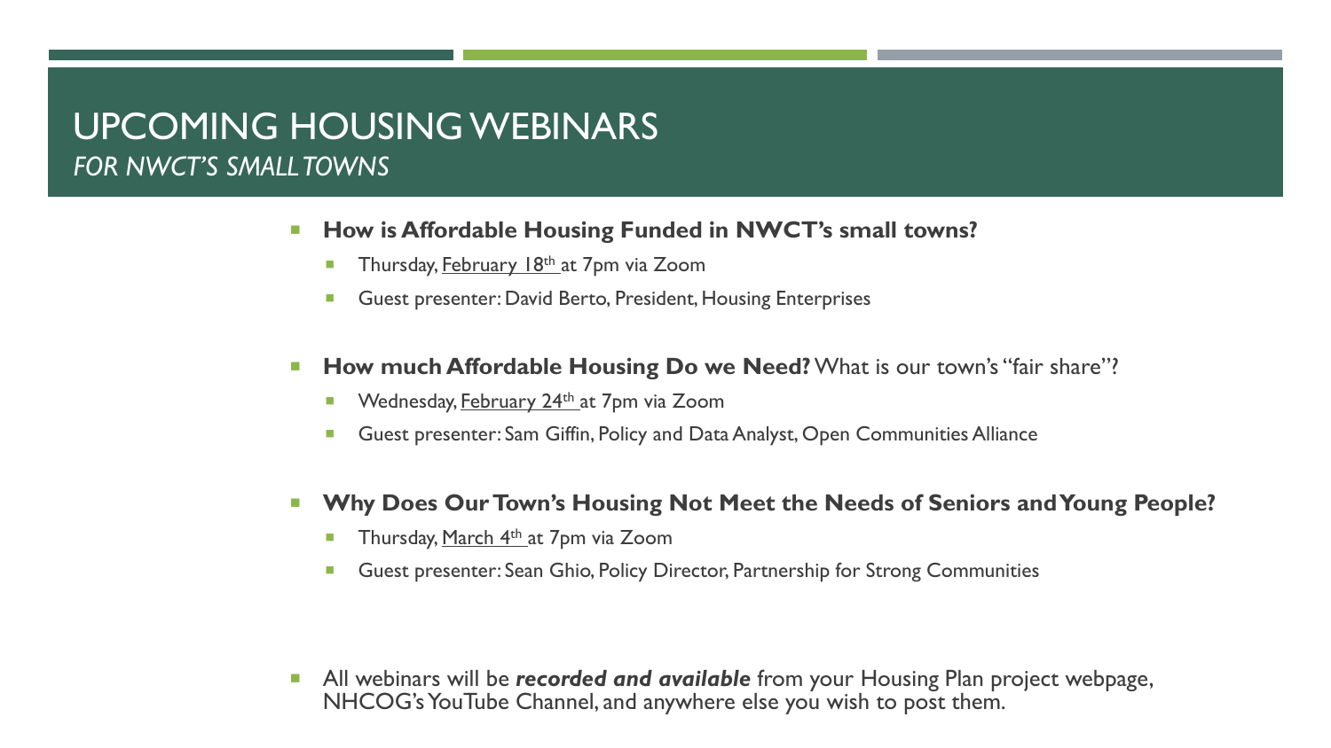# UPCOMING HOUSING WEBINARS

*FOR NWCT'S SMALL TOWNS*

- **How is Affordable Housing Funded in NWCT's small towns?**
  - Thursday, February 18th at 7pm via Zoom
  - Guest presenter: David Berto, President, Housing Enterprises
- **How much Affordable Housing Do we Need?** What is our town's "fair share"?
  - Wednesday, February 24th at 7pm via Zoom
  - Guest presenter: Sam Giffin, Policy and Data Analyst, Open Communities Alliance
- **Why Does Our Town's Housing Not Meet the Needs of Seniors and Young People?**
  - Thursday, March 4th at 7pm via Zoom
  - Guest presenter: Sean Ghio, Policy Director, Partnership for Strong Communities
- All webinars will be ***recorded and available*** from your Housing Plan project webpage, NHCOG's YouTube Channel, and anywhere else you wish to post them.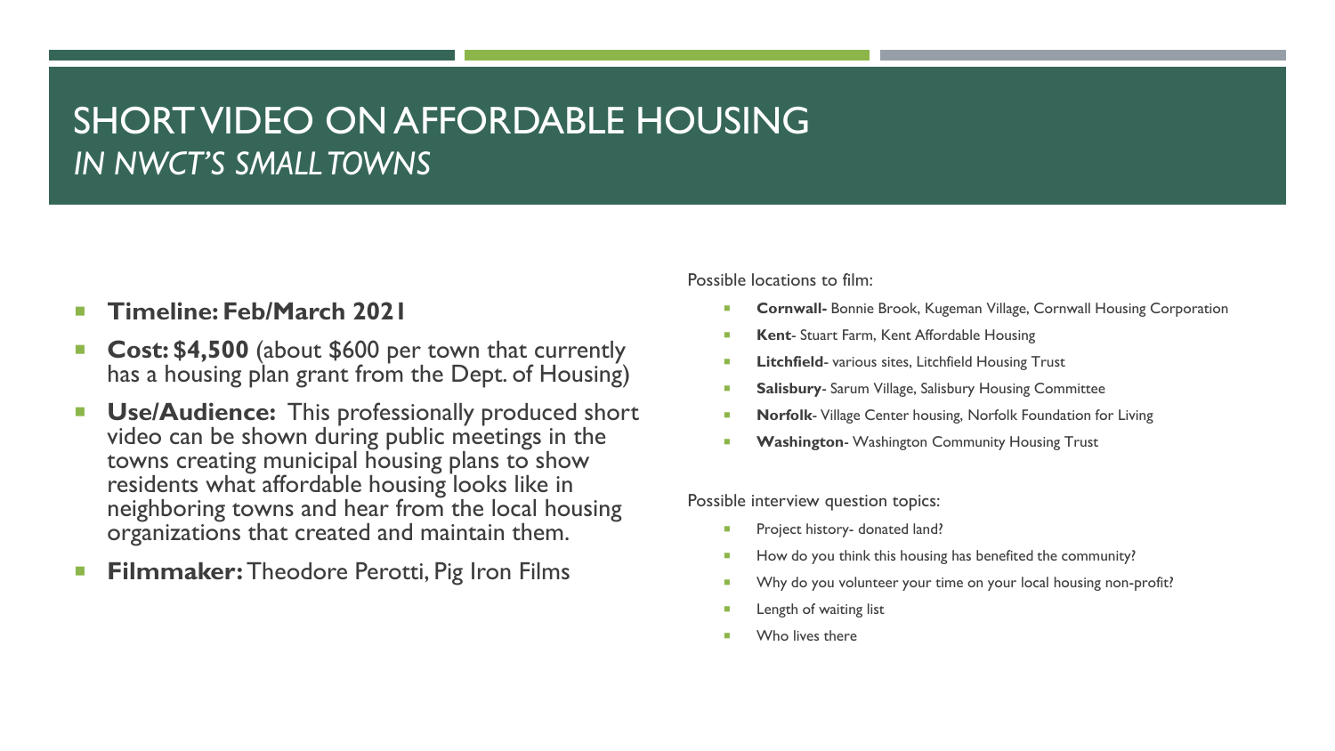# SHORT VIDEO ON AFFORDABLE HOUSING *IN NWCT'S SMALL TOWNS*

- **Timeline: Feb/March 2021**
- **Cost: $4,500** (about $600 per town that currently has a housing plan grant from the Dept. of Housing)
- **Use/Audience:** This professionally produced short video can be shown during public meetings in the towns creating municipal housing plans to show residents what affordable housing looks like in neighboring towns and hear from the local housing organizations that created and maintain them.
- **Filmmaker:** Theodore Perotti, Pig Iron Films

Possible locations to film:

- **Cornwall-** Bonnie Brook, Kugeman Village, Cornwall Housing Corporation
- **Kent**- Stuart Farm, Kent Affordable Housing
- **Litchfield**- various sites, Litchfield Housing Trust
- **Salisbury**- Sarum Village, Salisbury Housing Committee
- **Norfolk**- Village Center housing, Norfolk Foundation for Living
- **Washington**- Washington Community Housing Trust

Possible interview question topics:

- Project history- donated land?
- How do you think this housing has benefited the community?
- Why do you volunteer your time on your local housing non-profit?
- Length of waiting list
- Who lives there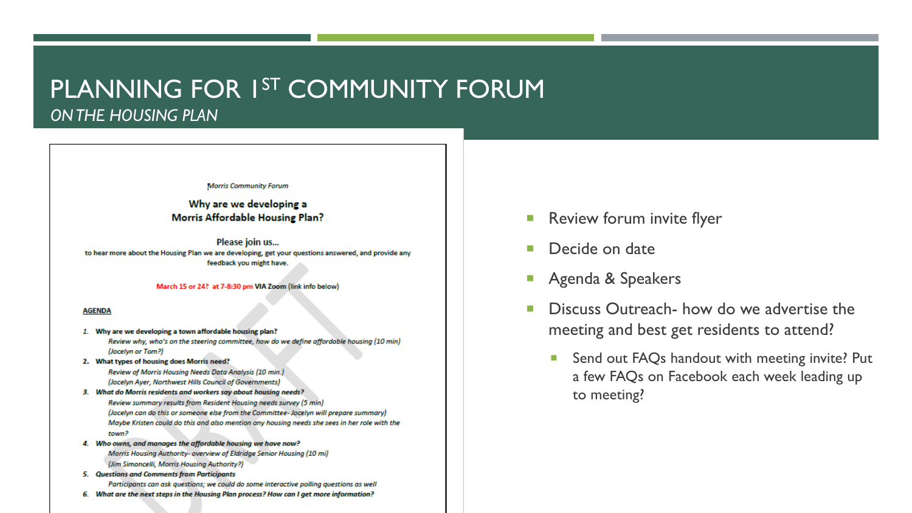# PLANNING FOR 1ST COMMUNITY FORUM

*ON THE HOUSING PLAN*

*Morris Community Forum*

**Why are we developing a Morris Affordable Housing Plan?**

Please join us…
to hear more about the Housing Plan we are developing, get your questions answered, and provide any feedback you might have.

**March 15 or 24? at 7-8:30 pm VIA Zoom** (link info below)

**AGENDA**

1. **Why are we developing a town affordable housing plan?**
   *Review why, who's on the steering committee, how do we define affordable housing (10 min)*
   *(Jocelyn or Tom?)*
2. **What types of housing does Morris need?**
   *Review of Morris Housing Needs Data Analysis (10 min.)*
   *(Jocelyn Ayer, Northwest Hills Council of Governments)*
3. ***What do Morris residents and workers say about housing needs?***
   *Review summary results from Resident Housing needs survey (5 min)*
   *(Jocelyn can do this or someone else from the Committee- Jocelyn will prepare summary)*
   *Maybe Kristen could do this and also mention any housing needs she sees in her role with the town?*
4. ***Who owns, and manages the affordable housing we have now?***
   *Morris Housing Authority- overview of Eldridge Senior Housing (10 mi)*
   *(Jim Simoncelli, Morris Housing Authority?)*
5. ***Questions and Comments from Participants***
   *Participants can ask questions; we could do some interactive polling questions as well*
6. ***What are the next steps in the Housing Plan process? How can I get more information?***

- Review forum invite flyer
- Decide on date
- Agenda & Speakers
- Discuss Outreach- how do we advertise the meeting and best get residents to attend?
  - Send out FAQs handout with meeting invite? Put a few FAQs on Facebook each week leading up to meeting?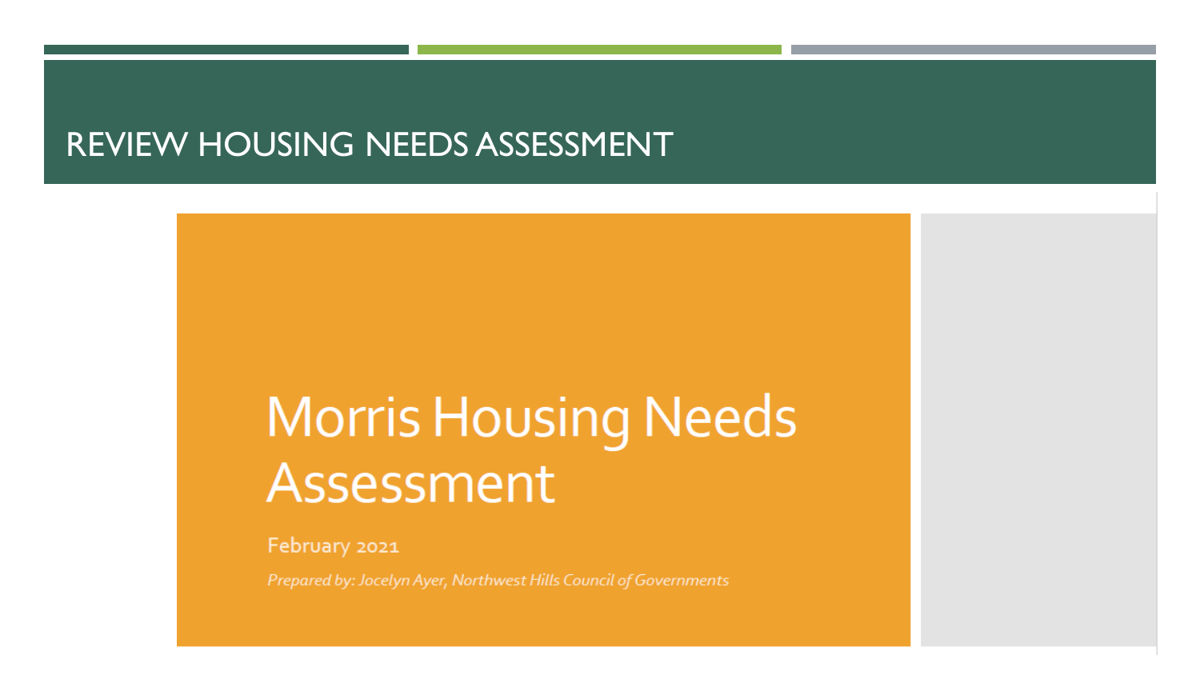# REVIEW HOUSING NEEDS ASSESSMENT

## Morris Housing Needs Assessment

February 2021

*Prepared by: Jocelyn Ayer, Northwest Hills Council of Governments*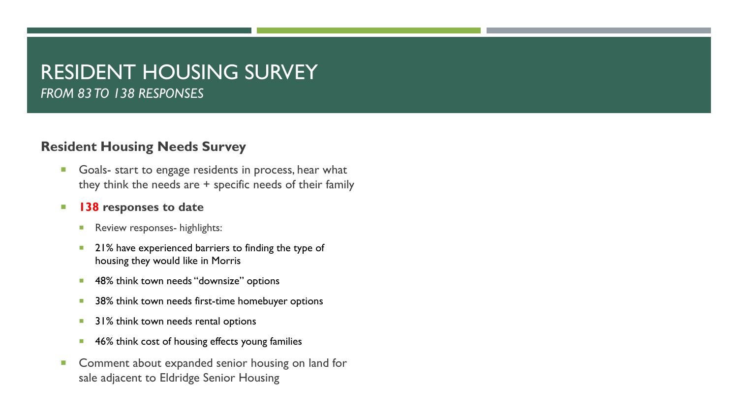# RESIDENT HOUSING SURVEY

*FROM 83 TO 138 RESPONSES*

**Resident Housing Needs Survey**

- Goals- start to engage residents in process, hear what they think the needs are + specific needs of their family
- **138 responses to date**
  - Review responses- highlights:
  - 21% have experienced barriers to finding the type of housing they would like in Morris
  - 48% think town needs "downsize" options
  - 38% think town needs first-time homebuyer options
  - 31% think town needs rental options
  - 46% think cost of housing effects young families
- Comment about expanded senior housing on land for sale adjacent to Eldridge Senior Housing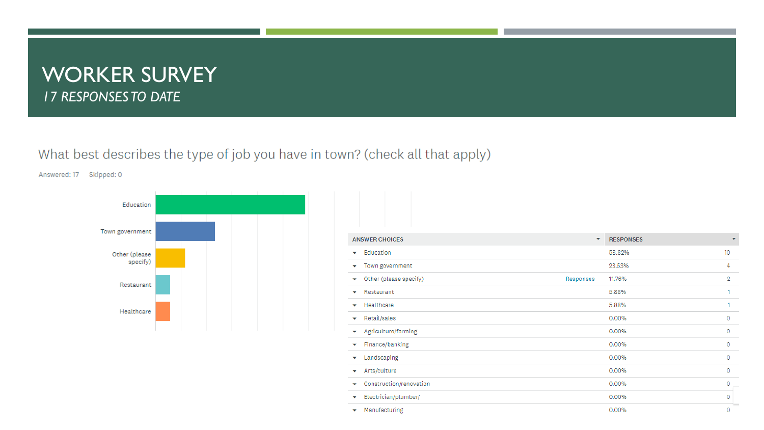# WORKER SURVEY

*17 RESPONSES TO DATE*

What best describes the type of job you have in town? (check all that apply)

Answered: 17 Skipped: 0

| ANSWER CHOICES | | RESPONSES | |
|---|---|---|---|
| Education | | 58.82% | 10 |
| Town government | | 23.53% | 4 |
| Other (please specify) | Responses | 11.76% | 2 |
| Restaurant | | 5.88% | 1 |
| Healthcare | | 5.88% | 1 |
| Retail/sales | | 0.00% | 0 |
| Agriculture/farming | | 0.00% | 0 |
| Finance/banking | | 0.00% | 0 |
| Landscaping | | 0.00% | 0 |
| Arts/culture | | 0.00% | 0 |
| Construction/renovation | | 0.00% | 0 |
| Electrician/plumber/ | | 0.00% | 0 |
| Manufacturing | | 0.00% | 0 |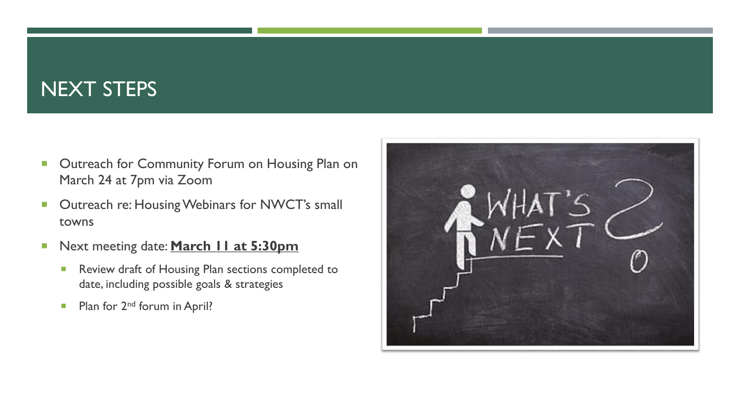# NEXT STEPS

- Outreach for Community Forum on Housing Plan on March 24 at 7pm via Zoom
- Outreach re: Housing Webinars for NWCT's small towns
- Next meeting date: **March 11 at 5:30pm**
  - Review draft of Housing Plan sections completed to date, including possible goals & strategies
  - Plan for 2nd forum in April?